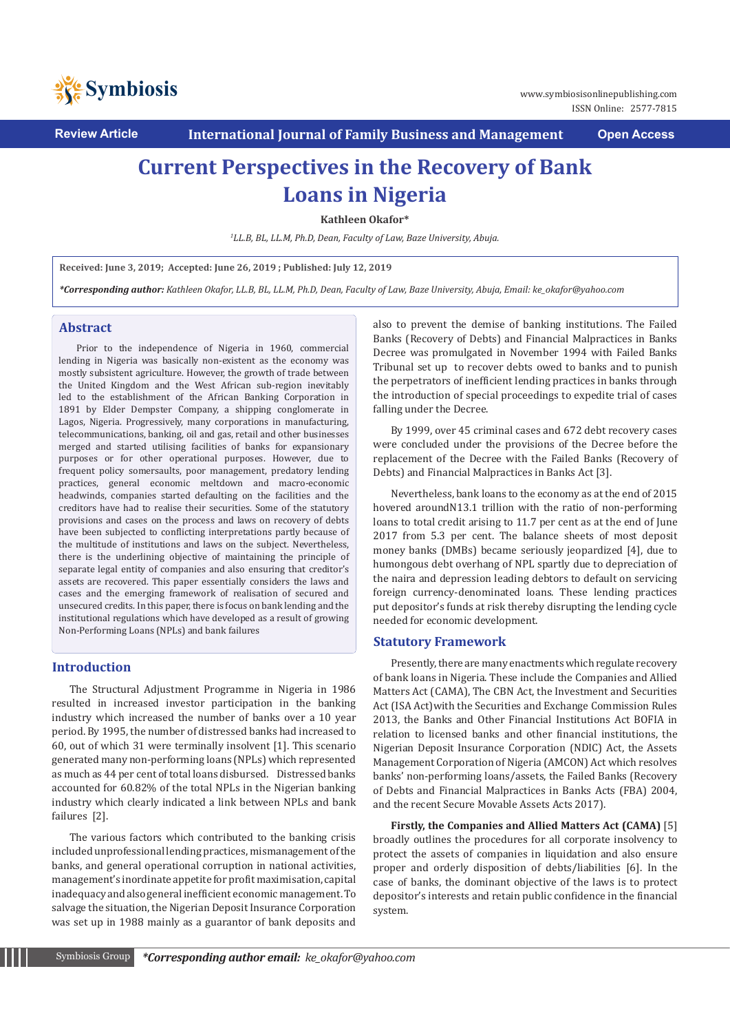Review Article | International Journal of Family Business and Management | Open Access

# Current Perspectives in the Recovery of Bank Loans in Nigeria

**Kathleen Okafor***

[1]LL.B, BL, LL.M, Ph.D, Dean, Faculty of Law, Baze University, Abuja.

**Received: June 3, 2019; Accepted: June 26, 2019 ; Published: July 12, 2019**

***Corresponding author:** *Kathleen Okafor, LL.B, BL, LL.M, Ph.D, Dean, Faculty of Law, Baze University, Abuja, Email: ke_okafor@yahoo.com*

## Abstract

Prior to the independence of Nigeria in 1960, commercial lending in Nigeria was basically non-existent as the economy was mostly subsistent agriculture. However, the growth of trade between the United Kingdom and the West African sub-region inevitably led to the establishment of the African Banking Corporation in 1891 by Elder Dempster Company, a shipping conglomerate in Lagos, Nigeria. Progressively, many corporations in manufacturing, telecommunications, banking, oil and gas, retail and other businesses merged and started utilising facilities of banks for expansionary purposes or for other operational purposes. However, due to frequent policy somersaults, poor management, predatory lending practices, general economic meltdown and macro-economic headwinds, companies started defaulting on the facilities and the creditors have had to realise their securities. Some of the statutory provisions and cases on the process and laws on recovery of debts have been subjected to conflicting interpretations partly because of the multitude of institutions and laws on the subject. Nevertheless, there is the underlining objective of maintaining the principle of separate legal entity of companies and also ensuring that creditor's assets are recovered. This paper essentially considers the laws and cases and the emerging framework of realisation of secured and unsecured credits. In this paper, there is focus on bank lending and the institutional regulations which have developed as a result of growing Non-Performing Loans (NPLs) and bank failures

## Introduction

The Structural Adjustment Programme in Nigeria in 1986 resulted in increased investor participation in the banking industry which increased the number of banks over a 10 year period. By 1995, the number of distressed banks had increased to 60, out of which 31 were terminally insolvent [1]. This scenario generated many non-performing loans (NPLs) which represented as much as 44 per cent of total loans disbursed. Distressed banks accounted for 60.82% of the total NPLs in the Nigerian banking industry which clearly indicated a link between NPLs and bank failures [2].

The various factors which contributed to the banking crisis included unprofessional lending practices, mismanagement of the banks, and general operational corruption in national activities, management's inordinate appetite for profit maximisation, capital inadequacy and also general inefficient economic management. To salvage the situation, the Nigerian Deposit Insurance Corporation was set up in 1988 mainly as a guarantor of bank deposits and also to prevent the demise of banking institutions. The Failed Banks (Recovery of Debts) and Financial Malpractices in Banks Decree was promulgated in November 1994 with Failed Banks Tribunal set up to recover debts owed to banks and to punish the perpetrators of inefficient lending practices in banks through the introduction of special proceedings to expedite trial of cases falling under the Decree.

By 1999, over 45 criminal cases and 672 debt recovery cases were concluded under the provisions of the Decree before the replacement of the Decree with the Failed Banks (Recovery of Debts) and Financial Malpractices in Banks Act [3].

Nevertheless, bank loans to the economy as at the end of 2015 hovered aroundN13.1 trillion with the ratio of non-performing loans to total credit arising to 11.7 per cent as at the end of June 2017 from 5.3 per cent. The balance sheets of most deposit money banks (DMBs) became seriously jeopardized [4], due to humongous debt overhang of NPL spartly due to depreciation of the naira and depression leading debtors to default on servicing foreign currency-denominated loans. These lending practices put depositor's funds at risk thereby disrupting the lending cycle needed for economic development.

## Statutory Framework

Presently, there are many enactments which regulate recovery of bank loans in Nigeria. These include the Companies and Allied Matters Act (CAMA), The CBN Act, the Investment and Securities Act (ISA Act)with the Securities and Exchange Commission Rules 2013, the Banks and Other Financial Institutions Act BOFIA in relation to licensed banks and other financial institutions, the Nigerian Deposit Insurance Corporation (NDIC) Act, the Assets Management Corporation of Nigeria (AMCON) Act which resolves banks' non-performing loans/assets, the Failed Banks (Recovery of Debts and Financial Malpractices in Banks Acts (FBA) 2004, and the recent Secure Movable Assets Acts 2017).

**Firstly, the Companies and Allied Matters Act (CAMA)** [5] broadly outlines the procedures for all corporate insolvency to protect the assets of companies in liquidation and also ensure proper and orderly disposition of debts/liabilities [6]. In the case of banks, the dominant objective of the laws is to protect depositor's interests and retain public confidence in the financial system.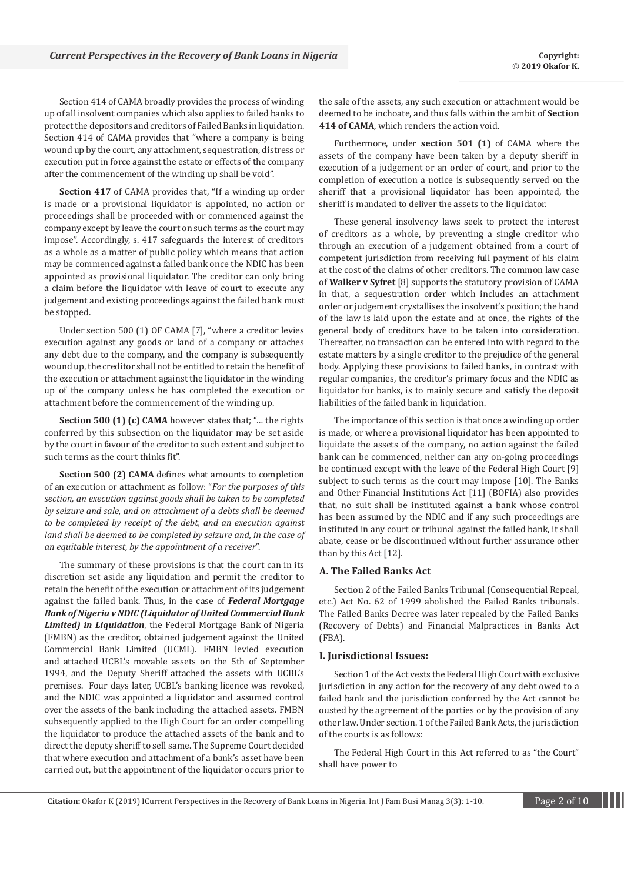Section 414 of CAMA broadly provides the process of winding up of all insolvent companies which also applies to failed banks to protect the depositors and creditors of Failed Banks in liquidation. Section 414 of CAMA provides that "where a company is being wound up by the court, any attachment, sequestration, distress or execution put in force against the estate or effects of the company after the commencement of the winding up shall be void".

**Section 417** of CAMA provides that, "If a winding up order is made or a provisional liquidator is appointed, no action or proceedings shall be proceeded with or commenced against the company except by leave the court on such terms as the court may impose". Accordingly, s. 417 safeguards the interest of creditors as a whole as a matter of public policy which means that action may be commenced against a failed bank once the NDIC has been appointed as provisional liquidator. The creditor can only bring a claim before the liquidator with leave of court to execute any judgement and existing proceedings against the failed bank must be stopped.

Under section 500 (1) OF CAMA [7], "where a creditor levies execution against any goods or land of a company or attaches any debt due to the company, and the company is subsequently wound up, the creditor shall not be entitled to retain the benefit of the execution or attachment against the liquidator in the winding up of the company unless he has completed the execution or attachment before the commencement of the winding up.

**Section 500 (1) (c) CAMA** however states that; "… the rights conferred by this subsection on the liquidator may be set aside by the court in favour of the creditor to such extent and subject to such terms as the court thinks fit".

**Section 500 (2) CAMA** defines what amounts to completion of an execution or attachment as follow: "*For the purposes of this section, an execution against goods shall be taken to be completed by seizure and sale, and on attachment of a debts shall be deemed to be completed by receipt of the debt, and an execution against land shall be deemed to be completed by seizure and, in the case of an equitable interest, by the appointment of a receiver*".

The summary of these provisions is that the court can in its discretion set aside any liquidation and permit the creditor to retain the benefit of the execution or attachment of its judgement against the failed bank. Thus, in the case of ***Federal Mortgage Bank of Nigeria v NDIC (Liquidator of United Commercial Bank Limited) in Liquidation***, the Federal Mortgage Bank of Nigeria (FMBN) as the creditor, obtained judgement against the United Commercial Bank Limited (UCML). FMBN levied execution and attached UCBL's movable assets on the 5th of September 1994, and the Deputy Sheriff attached the assets with UCBL's premises. Four days later, UCBL's banking licence was revoked, and the NDIC was appointed a liquidator and assumed control over the assets of the bank including the attached assets. FMBN subsequently applied to the High Court for an order compelling the liquidator to produce the attached assets of the bank and to direct the deputy sheriff to sell same. The Supreme Court decided that where execution and attachment of a bank's asset have been carried out, but the appointment of the liquidator occurs prior to the sale of the assets, any such execution or attachment would be deemed to be inchoate, and thus falls within the ambit of **Section 414 of CAMA**, which renders the action void.

Furthermore, under **section 501 (1)** of CAMA where the assets of the company have been taken by a deputy sheriff in execution of a judgement or an order of court, and prior to the completion of execution a notice is subsequently served on the sheriff that a provisional liquidator has been appointed, the sheriff is mandated to deliver the assets to the liquidator.

These general insolvency laws seek to protect the interest of creditors as a whole, by preventing a single creditor who through an execution of a judgement obtained from a court of competent jurisdiction from receiving full payment of his claim at the cost of the claims of other creditors. The common law case of **Walker v Syfret** [8] supports the statutory provision of CAMA in that, a sequestration order which includes an attachment order or judgement crystallises the insolvent's position; the hand of the law is laid upon the estate and at once, the rights of the general body of creditors have to be taken into consideration. Thereafter, no transaction can be entered into with regard to the estate matters by a single creditor to the prejudice of the general body. Applying these provisions to failed banks, in contrast with regular companies, the creditor's primary focus and the NDIC as liquidator for banks, is to mainly secure and satisfy the deposit liabilities of the failed bank in liquidation.

The importance of this section is that once a winding up order is made, or where a provisional liquidator has been appointed to liquidate the assets of the company, no action against the failed bank can be commenced, neither can any on-going proceedings be continued except with the leave of the Federal High Court [9] subject to such terms as the court may impose [10]. The Banks and Other Financial Institutions Act [11] (BOFIA) also provides that, no suit shall be instituted against a bank whose control has been assumed by the NDIC and if any such proceedings are instituted in any court or tribunal against the failed bank, it shall abate, cease or be discontinued without further assurance other than by this Act [12].

### A. The Failed Banks Act

Section 2 of the Failed Banks Tribunal (Consequential Repeal, etc.) Act No. 62 of 1999 abolished the Failed Banks tribunals. The Failed Banks Decree was later repealed by the Failed Banks (Recovery of Debts) and Financial Malpractices in Banks Act (FBA).

### I. Jurisdictional Issues:

Section 1 of the Act vests the Federal High Court with exclusive jurisdiction in any action for the recovery of any debt owed to a failed bank and the jurisdiction conferred by the Act cannot be ousted by the agreement of the parties or by the provision of any other law. Under section. 1 of the Failed Bank Acts, the jurisdiction of the courts is as follows:

The Federal High Court in this Act referred to as "the Court" shall have power to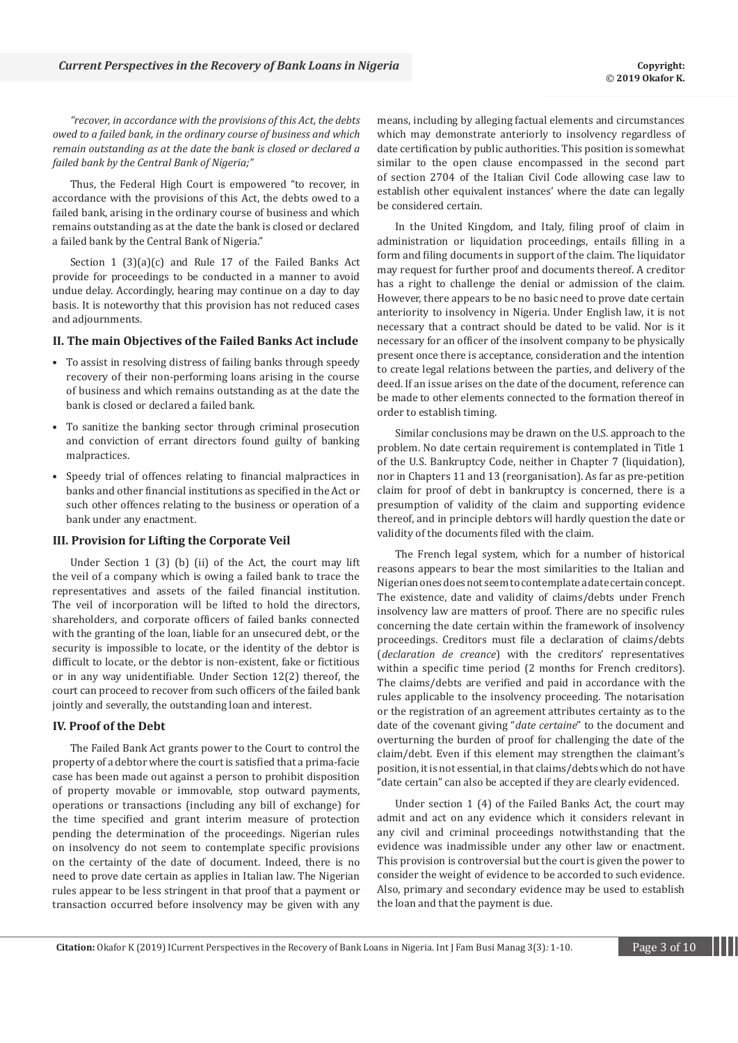*"recover, in accordance with the provisions of this Act, the debts owed to a failed bank, in the ordinary course of business and which remain outstanding as at the date the bank is closed or declared a failed bank by the Central Bank of Nigeria;"*

Thus, the Federal High Court is empowered "to recover, in accordance with the provisions of this Act, the debts owed to a failed bank, arising in the ordinary course of business and which remains outstanding as at the date the bank is closed or declared a failed bank by the Central Bank of Nigeria."

Section 1 (3)(a)(c) and Rule 17 of the Failed Banks Act provide for proceedings to be conducted in a manner to avoid undue delay. Accordingly, hearing may continue on a day to day basis. It is noteworthy that this provision has not reduced cases and adjournments.

### II. The main Objectives of the Failed Banks Act include

- To assist in resolving distress of failing banks through speedy recovery of their non-performing loans arising in the course of business and which remains outstanding as at the date the bank is closed or declared a failed bank.
- To sanitize the banking sector through criminal prosecution and conviction of errant directors found guilty of banking malpractices.
- Speedy trial of offences relating to financial malpractices in banks and other financial institutions as specified in the Act or such other offences relating to the business or operation of a bank under any enactment.

### III. Provision for Lifting the Corporate Veil

Under Section 1 (3) (b) (ii) of the Act, the court may lift the veil of a company which is owing a failed bank to trace the representatives and assets of the failed financial institution. The veil of incorporation will be lifted to hold the directors, shareholders, and corporate officers of failed banks connected with the granting of the loan, liable for an unsecured debt, or the security is impossible to locate, or the identity of the debtor is difficult to locate, or the debtor is non-existent, fake or fictitious or in any way unidentifiable. Under Section 12(2) thereof, the court can proceed to recover from such officers of the failed bank jointly and severally, the outstanding loan and interest.

### IV. Proof of the Debt

The Failed Bank Act grants power to the Court to control the property of a debtor where the court is satisfied that a prima-facie case has been made out against a person to prohibit disposition of property movable or immovable, stop outward payments, operations or transactions (including any bill of exchange) for the time specified and grant interim measure of protection pending the determination of the proceedings. Nigerian rules on insolvency do not seem to contemplate specific provisions on the certainty of the date of document. Indeed, there is no need to prove date certain as applies in Italian law. The Nigerian rules appear to be less stringent in that proof that a payment or transaction occurred before insolvency may be given with any means, including by alleging factual elements and circumstances which may demonstrate anteriorly to insolvency regardless of date certification by public authorities. This position is somewhat similar to the open clause encompassed in the second part of section 2704 of the Italian Civil Code allowing case law to establish other equivalent instances' where the date can legally be considered certain.

In the United Kingdom, and Italy, filing proof of claim in administration or liquidation proceedings, entails filling in a form and filing documents in support of the claim. The liquidator may request for further proof and documents thereof. A creditor has a right to challenge the denial or admission of the claim. However, there appears to be no basic need to prove date certain anteriority to insolvency in Nigeria. Under English law, it is not necessary that a contract should be dated to be valid. Nor is it necessary for an officer of the insolvent company to be physically present once there is acceptance, consideration and the intention to create legal relations between the parties, and delivery of the deed. If an issue arises on the date of the document, reference can be made to other elements connected to the formation thereof in order to establish timing.

Similar conclusions may be drawn on the U.S. approach to the problem. No date certain requirement is contemplated in Title 1 of the U.S. Bankruptcy Code, neither in Chapter 7 (liquidation), nor in Chapters 11 and 13 (reorganisation). As far as pre-petition claim for proof of debt in bankruptcy is concerned, there is a presumption of validity of the claim and supporting evidence thereof, and in principle debtors will hardly question the date or validity of the documents filed with the claim.

The French legal system, which for a number of historical reasons appears to bear the most similarities to the Italian and Nigerian ones does not seem to contemplate a date certain concept. The existence, date and validity of claims/debts under French insolvency law are matters of proof. There are no specific rules concerning the date certain within the framework of insolvency proceedings. Creditors must file a declaration of claims/debts (*declaration de creance*) with the creditors' representatives within a specific time period (2 months for French creditors). The claims/debts are verified and paid in accordance with the rules applicable to the insolvency proceeding. The notarisation or the registration of an agreement attributes certainty as to the date of the covenant giving "*date certaine*" to the document and overturning the burden of proof for challenging the date of the claim/debt. Even if this element may strengthen the claimant's position, it is not essential, in that claims/debts which do not have "date certain" can also be accepted if they are clearly evidenced.

Under section 1 (4) of the Failed Banks Act, the court may admit and act on any evidence which it considers relevant in any civil and criminal proceedings notwithstanding that the evidence was inadmissible under any other law or enactment. This provision is controversial but the court is given the power to consider the weight of evidence to be accorded to such evidence. Also, primary and secondary evidence may be used to establish the loan and that the payment is due.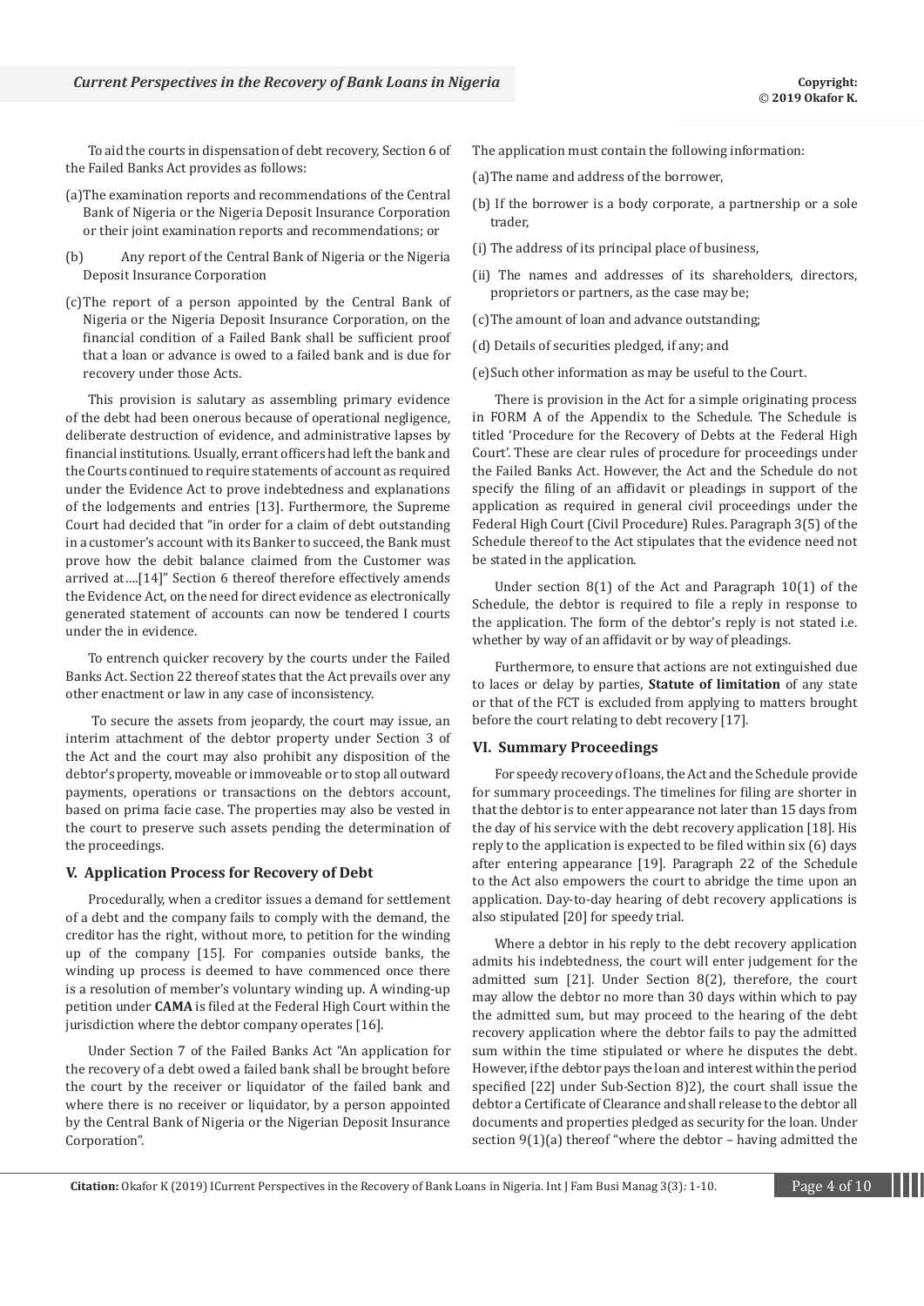To aid the courts in dispensation of debt recovery, Section 6 of the Failed Banks Act provides as follows:

(a) The examination reports and recommendations of the Central Bank of Nigeria or the Nigeria Deposit Insurance Corporation or their joint examination reports and recommendations; or

(b) Any report of the Central Bank of Nigeria or the Nigeria Deposit Insurance Corporation

(c) The report of a person appointed by the Central Bank of Nigeria or the Nigeria Deposit Insurance Corporation, on the financial condition of a Failed Bank shall be sufficient proof that a loan or advance is owed to a failed bank and is due for recovery under those Acts.

This provision is salutary as assembling primary evidence of the debt had been onerous because of operational negligence, deliberate destruction of evidence, and administrative lapses by financial institutions. Usually, errant officers had left the bank and the Courts continued to require statements of account as required under the Evidence Act to prove indebtedness and explanations of the lodgements and entries [13]. Furthermore, the Supreme Court had decided that "in order for a claim of debt outstanding in a customer's account with its Banker to succeed, the Bank must prove how the debit balance claimed from the Customer was arrived at....[14]" Section 6 thereof therefore effectively amends the Evidence Act, on the need for direct evidence as electronically generated statement of accounts can now be tendered I courts under the in evidence.

To entrench quicker recovery by the courts under the Failed Banks Act. Section 22 thereof states that the Act prevails over any other enactment or law in any case of inconsistency.

To secure the assets from jeopardy, the court may issue, an interim attachment of the debtor property under Section 3 of the Act and the court may also prohibit any disposition of the debtor's property, moveable or immoveable or to stop all outward payments, operations or transactions on the debtors account, based on prima facie case. The properties may also be vested in the court to preserve such assets pending the determination of the proceedings.

## V. Application Process for Recovery of Debt

Procedurally, when a creditor issues a demand for settlement of a debt and the company fails to comply with the demand, the creditor has the right, without more, to petition for the winding up of the company [15]. For companies outside banks, the winding up process is deemed to have commenced once there is a resolution of member's voluntary winding up. A winding-up petition under **CAMA** is filed at the Federal High Court within the jurisdiction where the debtor company operates [16].

Under Section 7 of the Failed Banks Act "An application for the recovery of a debt owed a failed bank shall be brought before the court by the receiver or liquidator of the failed bank and where there is no receiver or liquidator, by a person appointed by the Central Bank of Nigeria or the Nigerian Deposit Insurance Corporation".

The application must contain the following information:

(a) The name and address of the borrower,

(b) If the borrower is a body corporate, a partnership or a sole trader,

(i) The address of its principal place of business,

(ii) The names and addresses of its shareholders, directors, proprietors or partners, as the case may be;

(c) The amount of loan and advance outstanding;

(d) Details of securities pledged, if any; and

(e) Such other information as may be useful to the Court.

There is provision in the Act for a simple originating process in FORM A of the Appendix to the Schedule. The Schedule is titled 'Procedure for the Recovery of Debts at the Federal High Court'. These are clear rules of procedure for proceedings under the Failed Banks Act. However, the Act and the Schedule do not specify the filing of an affidavit or pleadings in support of the application as required in general civil proceedings under the Federal High Court (Civil Procedure) Rules. Paragraph 3(5) of the Schedule thereof to the Act stipulates that the evidence need not be stated in the application.

Under section 8(1) of the Act and Paragraph 10(1) of the Schedule, the debtor is required to file a reply in response to the application. The form of the debtor's reply is not stated i.e. whether by way of an affidavit or by way of pleadings.

Furthermore, to ensure that actions are not extinguished due to laces or delay by parties, **Statute of limitation** of any state or that of the FCT is excluded from applying to matters brought before the court relating to debt recovery [17].

## VI. Summary Proceedings

For speedy recovery of loans, the Act and the Schedule provide for summary proceedings. The timelines for filing are shorter in that the debtor is to enter appearance not later than 15 days from the day of his service with the debt recovery application [18]. His reply to the application is expected to be filed within six (6) days after entering appearance [19]. Paragraph 22 of the Schedule to the Act also empowers the court to abridge the time upon an application. Day-to-day hearing of debt recovery applications is also stipulated [20] for speedy trial.

Where a debtor in his reply to the debt recovery application admits his indebtedness, the court will enter judgement for the admitted sum [21]. Under Section 8(2), therefore, the court may allow the debtor no more than 30 days within which to pay the admitted sum, but may proceed to the hearing of the debt recovery application where the debtor fails to pay the admitted sum within the time stipulated or where he disputes the debt. However, if the debtor pays the loan and interest within the period specified [22] under Sub-Section 8)2), the court shall issue the debtor a Certificate of Clearance and shall release to the debtor all documents and properties pledged as security for the loan. Under section 9(1)(a) thereof "where the debtor – having admitted the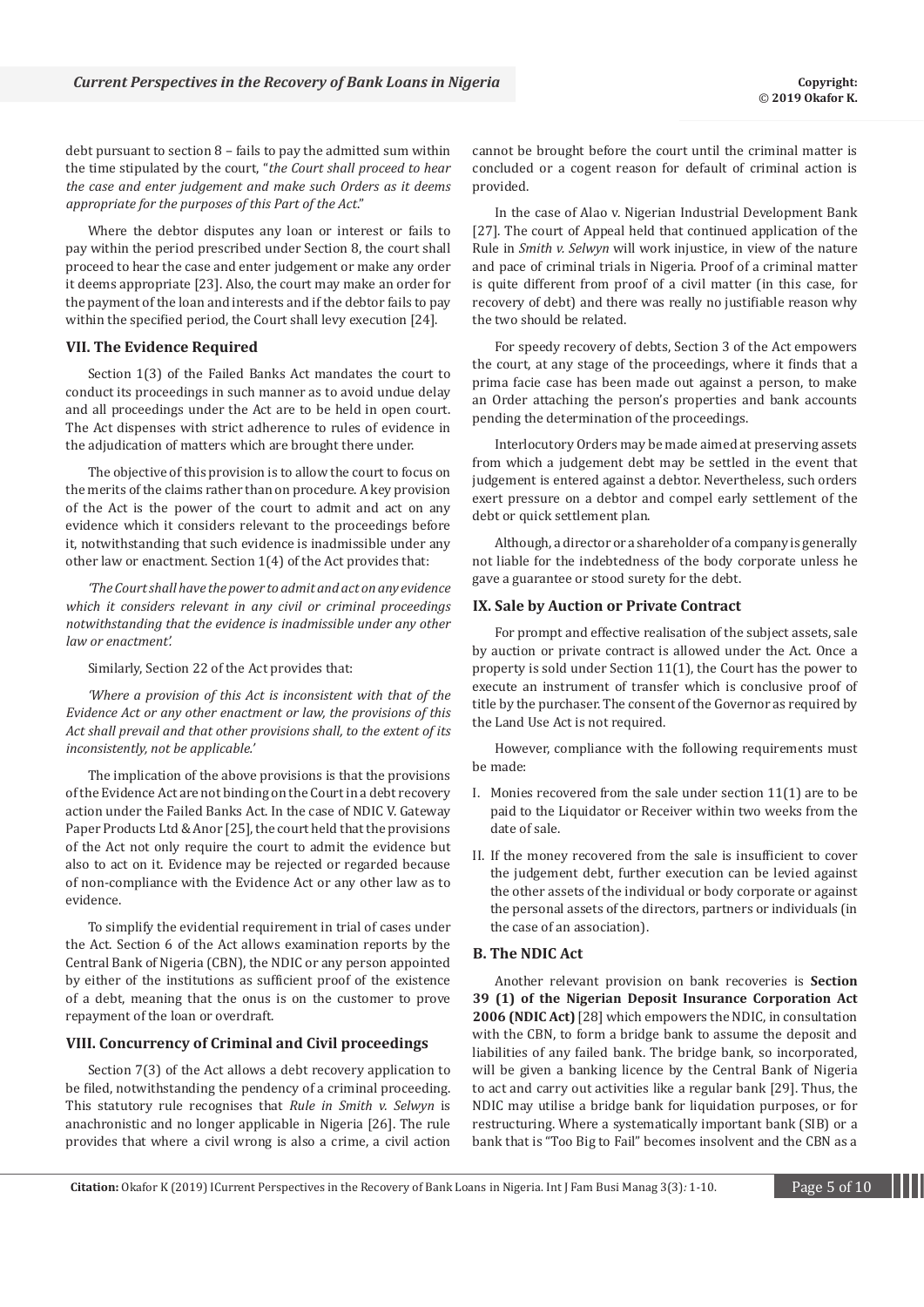debt pursuant to section 8 – fails to pay the admitted sum within the time stipulated by the court, "*the Court shall proceed to hear the case and enter judgement and make such Orders as it deems appropriate for the purposes of this Part of the Act*."

Where the debtor disputes any loan or interest or fails to pay within the period prescribed under Section 8, the court shall proceed to hear the case and enter judgement or make any order it deems appropriate [23]. Also, the court may make an order for the payment of the loan and interests and if the debtor fails to pay within the specified period, the Court shall levy execution [24].

### VII. The Evidence Required

Section 1(3) of the Failed Banks Act mandates the court to conduct its proceedings in such manner as to avoid undue delay and all proceedings under the Act are to be held in open court. The Act dispenses with strict adherence to rules of evidence in the adjudication of matters which are brought there under.

The objective of this provision is to allow the court to focus on the merits of the claims rather than on procedure. A key provision of the Act is the power of the court to admit and act on any evidence which it considers relevant to the proceedings before it, notwithstanding that such evidence is inadmissible under any other law or enactment. Section 1(4) of the Act provides that:

*'The Court shall have the power to admit and act on any evidence which it considers relevant in any civil or criminal proceedings notwithstanding that the evidence is inadmissible under any other law or enactment'.*

Similarly, Section 22 of the Act provides that:

*'Where a provision of this Act is inconsistent with that of the Evidence Act or any other enactment or law, the provisions of this Act shall prevail and that other provisions shall, to the extent of its inconsistently, not be applicable.'*

The implication of the above provisions is that the provisions of the Evidence Act are not binding on the Court in a debt recovery action under the Failed Banks Act. In the case of NDIC V. Gateway Paper Products Ltd & Anor [25], the court held that the provisions of the Act not only require the court to admit the evidence but also to act on it. Evidence may be rejected or regarded because of non-compliance with the Evidence Act or any other law as to evidence.

To simplify the evidential requirement in trial of cases under the Act. Section 6 of the Act allows examination reports by the Central Bank of Nigeria (CBN), the NDIC or any person appointed by either of the institutions as sufficient proof of the existence of a debt, meaning that the onus is on the customer to prove repayment of the loan or overdraft.

### VIII. Concurrency of Criminal and Civil proceedings

Section 7(3) of the Act allows a debt recovery application to be filed, notwithstanding the pendency of a criminal proceeding. This statutory rule recognises that *Rule in Smith v. Selwyn* is anachronistic and no longer applicable in Nigeria [26]. The rule provides that where a civil wrong is also a crime, a civil action cannot be brought before the court until the criminal matter is concluded or a cogent reason for default of criminal action is provided.

In the case of Alao v. Nigerian Industrial Development Bank [27]. The court of Appeal held that continued application of the Rule in *Smith v. Selwyn* will work injustice, in view of the nature and pace of criminal trials in Nigeria. Proof of a criminal matter is quite different from proof of a civil matter (in this case, for recovery of debt) and there was really no justifiable reason why the two should be related.

For speedy recovery of debts, Section 3 of the Act empowers the court, at any stage of the proceedings, where it finds that a prima facie case has been made out against a person, to make an Order attaching the person's properties and bank accounts pending the determination of the proceedings.

Interlocutory Orders may be made aimed at preserving assets from which a judgement debt may be settled in the event that judgement is entered against a debtor. Nevertheless, such orders exert pressure on a debtor and compel early settlement of the debt or quick settlement plan.

Although, a director or a shareholder of a company is generally not liable for the indebtedness of the body corporate unless he gave a guarantee or stood surety for the debt.

### IX. Sale by Auction or Private Contract

For prompt and effective realisation of the subject assets, sale by auction or private contract is allowed under the Act. Once a property is sold under Section 11(1), the Court has the power to execute an instrument of transfer which is conclusive proof of title by the purchaser. The consent of the Governor as required by the Land Use Act is not required.

However, compliance with the following requirements must be made:

I. Monies recovered from the sale under section 11(1) are to be paid to the Liquidator or Receiver within two weeks from the date of sale.

II. If the money recovered from the sale is insufficient to cover the judgement debt, further execution can be levied against the other assets of the individual or body corporate or against the personal assets of the directors, partners or individuals (in the case of an association).

### B. The NDIC Act

Another relevant provision on bank recoveries is **Section 39 (1) of the Nigerian Deposit Insurance Corporation Act 2006 (NDIC Act)** [28] which empowers the NDIC, in consultation with the CBN, to form a bridge bank to assume the deposit and liabilities of any failed bank. The bridge bank, so incorporated, will be given a banking licence by the Central Bank of Nigeria to act and carry out activities like a regular bank [29]. Thus, the NDIC may utilise a bridge bank for liquidation purposes, or for restructuring. Where a systematically important bank (SIB) or a bank that is "Too Big to Fail" becomes insolvent and the CBN as a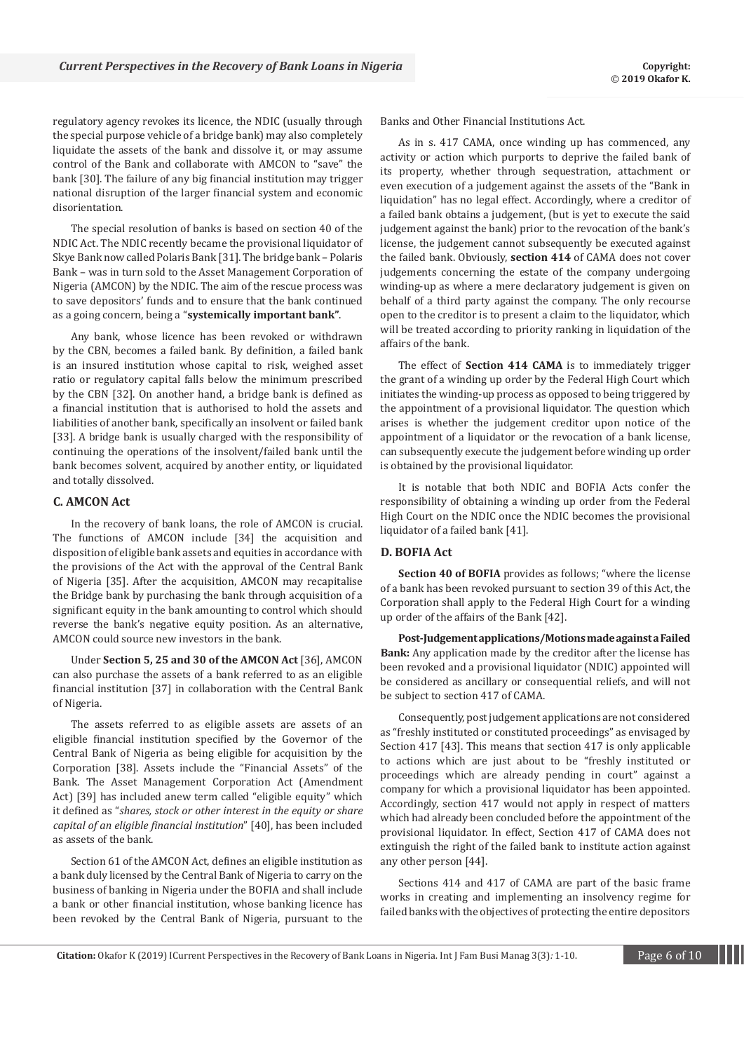regulatory agency revokes its licence, the NDIC (usually through the special purpose vehicle of a bridge bank) may also completely liquidate the assets of the bank and dissolve it, or may assume control of the Bank and collaborate with AMCON to "save" the bank [30]. The failure of any big financial institution may trigger national disruption of the larger financial system and economic disorientation.

The special resolution of banks is based on section 40 of the NDIC Act. The NDIC recently became the provisional liquidator of Skye Bank now called Polaris Bank [31]. The bridge bank – Polaris Bank – was in turn sold to the Asset Management Corporation of Nigeria (AMCON) by the NDIC. The aim of the rescue process was to save depositors' funds and to ensure that the bank continued as a going concern, being a "**systemically important bank**".

Any bank, whose licence has been revoked or withdrawn by the CBN, becomes a failed bank. By definition, a failed bank is an insured institution whose capital to risk, weighed asset ratio or regulatory capital falls below the minimum prescribed by the CBN [32]. On another hand, a bridge bank is defined as a financial institution that is authorised to hold the assets and liabilities of another bank, specifically an insolvent or failed bank [33]. A bridge bank is usually charged with the responsibility of continuing the operations of the insolvent/failed bank until the bank becomes solvent, acquired by another entity, or liquidated and totally dissolved.

### C. AMCON Act

In the recovery of bank loans, the role of AMCON is crucial. The functions of AMCON include [34] the acquisition and disposition of eligible bank assets and equities in accordance with the provisions of the Act with the approval of the Central Bank of Nigeria [35]. After the acquisition, AMCON may recapitalise the Bridge bank by purchasing the bank through acquisition of a significant equity in the bank amounting to control which should reverse the bank's negative equity position. As an alternative, AMCON could source new investors in the bank.

Under **Section 5, 25 and 30 of the AMCON Act** [36], AMCON can also purchase the assets of a bank referred to as an eligible financial institution [37] in collaboration with the Central Bank of Nigeria.

The assets referred to as eligible assets are assets of an eligible financial institution specified by the Governor of the Central Bank of Nigeria as being eligible for acquisition by the Corporation [38]. Assets include the "Financial Assets" of the Bank. The Asset Management Corporation Act (Amendment Act) [39] has included anew term called "eligible equity" which it defined as "*shares, stock or other interest in the equity or share capital of an eligible financial institution*" [40], has been included as assets of the bank.

Section 61 of the AMCON Act, defines an eligible institution as a bank duly licensed by the Central Bank of Nigeria to carry on the business of banking in Nigeria under the BOFIA and shall include a bank or other financial institution, whose banking licence has been revoked by the Central Bank of Nigeria, pursuant to the Banks and Other Financial Institutions Act.

As in s. 417 CAMA, once winding up has commenced, any activity or action which purports to deprive the failed bank of its property, whether through sequestration, attachment or even execution of a judgement against the assets of the "Bank in liquidation" has no legal effect. Accordingly, where a creditor of a failed bank obtains a judgement, (but is yet to execute the said judgement against the bank) prior to the revocation of the bank's license, the judgement cannot subsequently be executed against the failed bank. Obviously, **section 414** of CAMA does not cover judgements concerning the estate of the company undergoing winding-up as where a mere declaratory judgement is given on behalf of a third party against the company. The only recourse open to the creditor is to present a claim to the liquidator, which will be treated according to priority ranking in liquidation of the affairs of the bank.

The effect of **Section 414 CAMA** is to immediately trigger the grant of a winding up order by the Federal High Court which initiates the winding-up process as opposed to being triggered by the appointment of a provisional liquidator. The question which arises is whether the judgement creditor upon notice of the appointment of a liquidator or the revocation of a bank license, can subsequently execute the judgement before winding up order is obtained by the provisional liquidator.

It is notable that both NDIC and BOFIA Acts confer the responsibility of obtaining a winding up order from the Federal High Court on the NDIC once the NDIC becomes the provisional liquidator of a failed bank [41].

### D. BOFIA Act

**Section 40 of BOFIA** provides as follows; "where the license of a bank has been revoked pursuant to section 39 of this Act, the Corporation shall apply to the Federal High Court for a winding up order of the affairs of the Bank [42].

**Post-Judgement applications/Motions made against a Failed Bank:** Any application made by the creditor after the license has been revoked and a provisional liquidator (NDIC) appointed will be considered as ancillary or consequential reliefs, and will not be subject to section 417 of CAMA.

Consequently, post judgement applications are not considered as "freshly instituted or constituted proceedings" as envisaged by Section 417 [43]. This means that section 417 is only applicable to actions which are just about to be "freshly instituted or proceedings which are already pending in court" against a company for which a provisional liquidator has been appointed. Accordingly, section 417 would not apply in respect of matters which had already been concluded before the appointment of the provisional liquidator. In effect, Section 417 of CAMA does not extinguish the right of the failed bank to institute action against any other person [44].

Sections 414 and 417 of CAMA are part of the basic frame works in creating and implementing an insolvency regime for failed banks with the objectives of protecting the entire depositors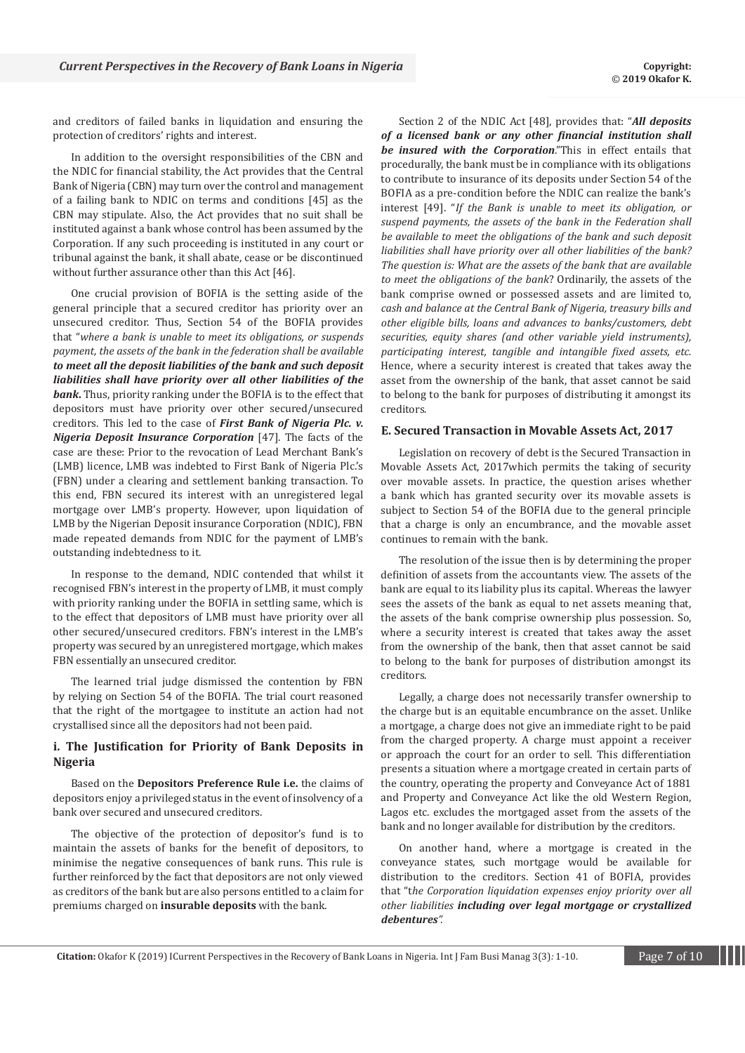and creditors of failed banks in liquidation and ensuring the protection of creditors' rights and interest.

In addition to the oversight responsibilities of the CBN and the NDIC for financial stability, the Act provides that the Central Bank of Nigeria (CBN) may turn over the control and management of a failing bank to NDIC on terms and conditions [45] as the CBN may stipulate. Also, the Act provides that no suit shall be instituted against a bank whose control has been assumed by the Corporation. If any such proceeding is instituted in any court or tribunal against the bank, it shall abate, cease or be discontinued without further assurance other than this Act [46].

One crucial provision of BOFIA is the setting aside of the general principle that a secured creditor has priority over an unsecured creditor. Thus, Section 54 of the BOFIA provides that "*where a bank is unable to meet its obligations, or suspends payment, the assets of the bank in the federation shall be available* ***to meet all the deposit liabilities of the bank and such deposit liabilities shall have priority over all other liabilities of the bank.*** Thus, priority ranking under the BOFIA is to the effect that depositors must have priority over other secured/unsecured creditors. This led to the case of ***First Bank of Nigeria Plc. v. Nigeria Deposit Insurance Corporation*** [47]. The facts of the case are these: Prior to the revocation of Lead Merchant Bank's (LMB) licence, LMB was indebted to First Bank of Nigeria Plc.'s (FBN) under a clearing and settlement banking transaction. To this end, FBN secured its interest with an unregistered legal mortgage over LMB's property. However, upon liquidation of LMB by the Nigerian Deposit insurance Corporation (NDIC), FBN made repeated demands from NDIC for the payment of LMB's outstanding indebtedness to it.

In response to the demand, NDIC contended that whilst it recognised FBN's interest in the property of LMB, it must comply with priority ranking under the BOFIA in settling same, which is to the effect that depositors of LMB must have priority over all other secured/unsecured creditors. FBN's interest in the LMB's property was secured by an unregistered mortgage, which makes FBN essentially an unsecured creditor.

The learned trial judge dismissed the contention by FBN by relying on Section 54 of the BOFIA. The trial court reasoned that the right of the mortgagee to institute an action had not crystallised since all the depositors had not been paid.

### i. The Justification for Priority of Bank Deposits in Nigeria

Based on the **Depositors Preference Rule i.e.** the claims of depositors enjoy a privileged status in the event of insolvency of a bank over secured and unsecured creditors.

The objective of the protection of depositor's fund is to maintain the assets of banks for the benefit of depositors, to minimise the negative consequences of bank runs. This rule is further reinforced by the fact that depositors are not only viewed as creditors of the bank but are also persons entitled to a claim for premiums charged on **insurable deposits** with the bank.

Section 2 of the NDIC Act [48], provides that: "***All deposits of a licensed bank or any other financial institution shall be insured with the Corporation***."This in effect entails that procedurally, the bank must be in compliance with its obligations to contribute to insurance of its deposits under Section 54 of the BOFIA as a pre-condition before the NDIC can realize the bank's interest [49]. "*If the Bank is unable to meet its obligation, or suspend payments, the assets of the bank in the Federation shall be available to meet the obligations of the bank and such deposit liabilities shall have priority over all other liabilities of the bank? The question is: What are the assets of the bank that are available to meet the obligations of the bank*? Ordinarily, the assets of the bank comprise owned or possessed assets and are limited to, *cash and balance at the Central Bank of Nigeria, treasury bills and other eligible bills, loans and advances to banks/customers, debt securities, equity shares (and other variable yield instruments), participating interest, tangible and intangible fixed assets, etc.* Hence, where a security interest is created that takes away the asset from the ownership of the bank, that asset cannot be said to belong to the bank for purposes of distributing it amongst its creditors.

### E. Secured Transaction in Movable Assets Act, 2017

Legislation on recovery of debt is the Secured Transaction in Movable Assets Act, 2017which permits the taking of security over movable assets. In practice, the question arises whether a bank which has granted security over its movable assets is subject to Section 54 of the BOFIA due to the general principle that a charge is only an encumbrance, and the movable asset continues to remain with the bank.

The resolution of the issue then is by determining the proper definition of assets from the accountants view. The assets of the bank are equal to its liability plus its capital. Whereas the lawyer sees the assets of the bank as equal to net assets meaning that, the assets of the bank comprise ownership plus possession. So, where a security interest is created that takes away the asset from the ownership of the bank, then that asset cannot be said to belong to the bank for purposes of distribution amongst its creditors.

Legally, a charge does not necessarily transfer ownership to the charge but is an equitable encumbrance on the asset. Unlike a mortgage, a charge does not give an immediate right to be paid from the charged property. A charge must appoint a receiver or approach the court for an order to sell. This differentiation presents a situation where a mortgage created in certain parts of the country, operating the property and Conveyance Act of 1881 and Property and Conveyance Act like the old Western Region, Lagos etc. excludes the mortgaged asset from the assets of the bank and no longer available for distribution by the creditors.

On another hand, where a mortgage is created in the conveyance states, such mortgage would be available for distribution to the creditors. Section 41 of BOFIA, provides that "*the Corporation liquidation expenses enjoy priority over all other liabilities* ***including over legal mortgage or crystallized debentures***".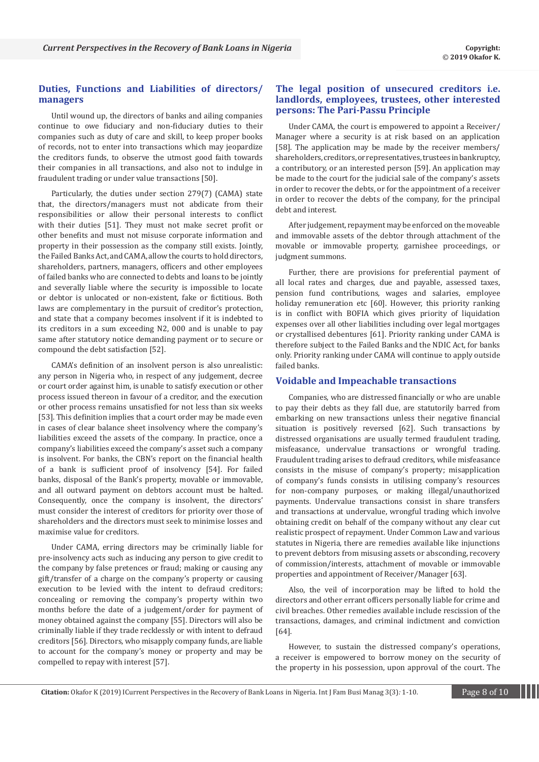## Duties, Functions and Liabilities of directors/managers

Until wound up, the directors of banks and ailing companies continue to owe fiduciary and non-fiduciary duties to their companies such as duty of care and skill, to keep proper books of records, not to enter into transactions which may jeopardize the creditors funds, to observe the utmost good faith towards their companies in all transactions, and also not to indulge in fraudulent trading or under value transactions [50].

Particularly, the duties under section 279(7) (CAMA) state that, the directors/managers must not abdicate from their responsibilities or allow their personal interests to conflict with their duties [51]. They must not make secret profit or other benefits and must not misuse corporate information and property in their possession as the company still exists. Jointly, the Failed Banks Act, and CAMA, allow the courts to hold directors, shareholders, partners, managers, officers and other employees of failed banks who are connected to debts and loans to be jointly and severally liable where the security is impossible to locate or debtor is unlocated or non-existent, fake or fictitious. Both laws are complementary in the pursuit of creditor's protection, and state that a company becomes insolvent if it is indebted to its creditors in a sum exceeding N2, 000 and is unable to pay same after statutory notice demanding payment or to secure or compound the debt satisfaction [52].

CAMA's definition of an insolvent person is also unrealistic: any person in Nigeria who, in respect of any judgement, decree or court order against him, is unable to satisfy execution or other process issued thereon in favour of a creditor, and the execution or other process remains unsatisfied for not less than six weeks [53]. This definition implies that a court order may be made even in cases of clear balance sheet insolvency where the company's liabilities exceed the assets of the company. In practice, once a company's liabilities exceed the company's asset such a company is insolvent. For banks, the CBN's report on the financial health of a bank is sufficient proof of insolvency [54]. For failed banks, disposal of the Bank's property, movable or immovable, and all outward payment on debtors account must be halted. Consequently, once the company is insolvent, the directors' must consider the interest of creditors for priority over those of shareholders and the directors must seek to minimise losses and maximise value for creditors.

Under CAMA, erring directors may be criminally liable for pre-insolvency acts such as inducing any person to give credit to the company by false pretences or fraud; making or causing any gift/transfer of a charge on the company's property or causing execution to be levied with the intent to defraud creditors; concealing or removing the company's property within two months before the date of a judgement/order for payment of money obtained against the company [55]. Directors will also be criminally liable if they trade recklessly or with intent to defraud creditors [56]. Directors, who misapply company funds, are liable to account for the company's money or property and may be compelled to repay with interest [57].

## The legal position of unsecured creditors i.e. landlords, employees, trustees, other interested persons: The Pari-Passu Principle

Under CAMA, the court is empowered to appoint a Receiver/Manager where a security is at risk based on an application [58]. The application may be made by the receiver members/shareholders, creditors, or representatives, trustees in bankruptcy, a contributory, or an interested person [59]. An application may be made to the court for the judicial sale of the company's assets in order to recover the debts, or for the appointment of a receiver in order to recover the debts of the company, for the principal debt and interest.

After judgement, repayment may be enforced on the moveable and immovable assets of the debtor through attachment of the movable or immovable property, garnishee proceedings, or judgment summons.

Further, there are provisions for preferential payment of all local rates and charges, due and payable, assessed taxes, pension fund contributions, wages and salaries, employee holiday remuneration etc [60]. However, this priority ranking is in conflict with BOFIA which gives priority of liquidation expenses over all other liabilities including over legal mortgages or crystallised debentures [61]. Priority ranking under CAMA is therefore subject to the Failed Banks and the NDIC Act, for banks only. Priority ranking under CAMA will continue to apply outside failed banks.

## Voidable and Impeachable transactions

Companies, who are distressed financially or who are unable to pay their debts as they fall due, are statutorily barred from embarking on new transactions unless their negative financial situation is positively reversed [62]. Such transactions by distressed organisations are usually termed fraudulent trading, misfeasance, undervalue transactions or wrongful trading. Fraudulent trading arises to defraud creditors, while misfeasance consists in the misuse of company's property; misapplication of company's funds consists in utilising company's resources for non-company purposes, or making illegal/unauthorized payments. Undervalue transactions consist in share transfers and transactions at undervalue, wrongful trading which involve obtaining credit on behalf of the company without any clear cut realistic prospect of repayment. Under Common Law and various statutes in Nigeria, there are remedies available like injunctions to prevent debtors from misusing assets or absconding, recovery of commission/interests, attachment of movable or immovable properties and appointment of Receiver/Manager [63].

Also, the veil of incorporation may be lifted to hold the directors and other errant officers personally liable for crime and civil breaches. Other remedies available include rescission of the transactions, damages, and criminal indictment and conviction [64].

However, to sustain the distressed company's operations, a receiver is empowered to borrow money on the security of the property in his possession, upon approval of the court. The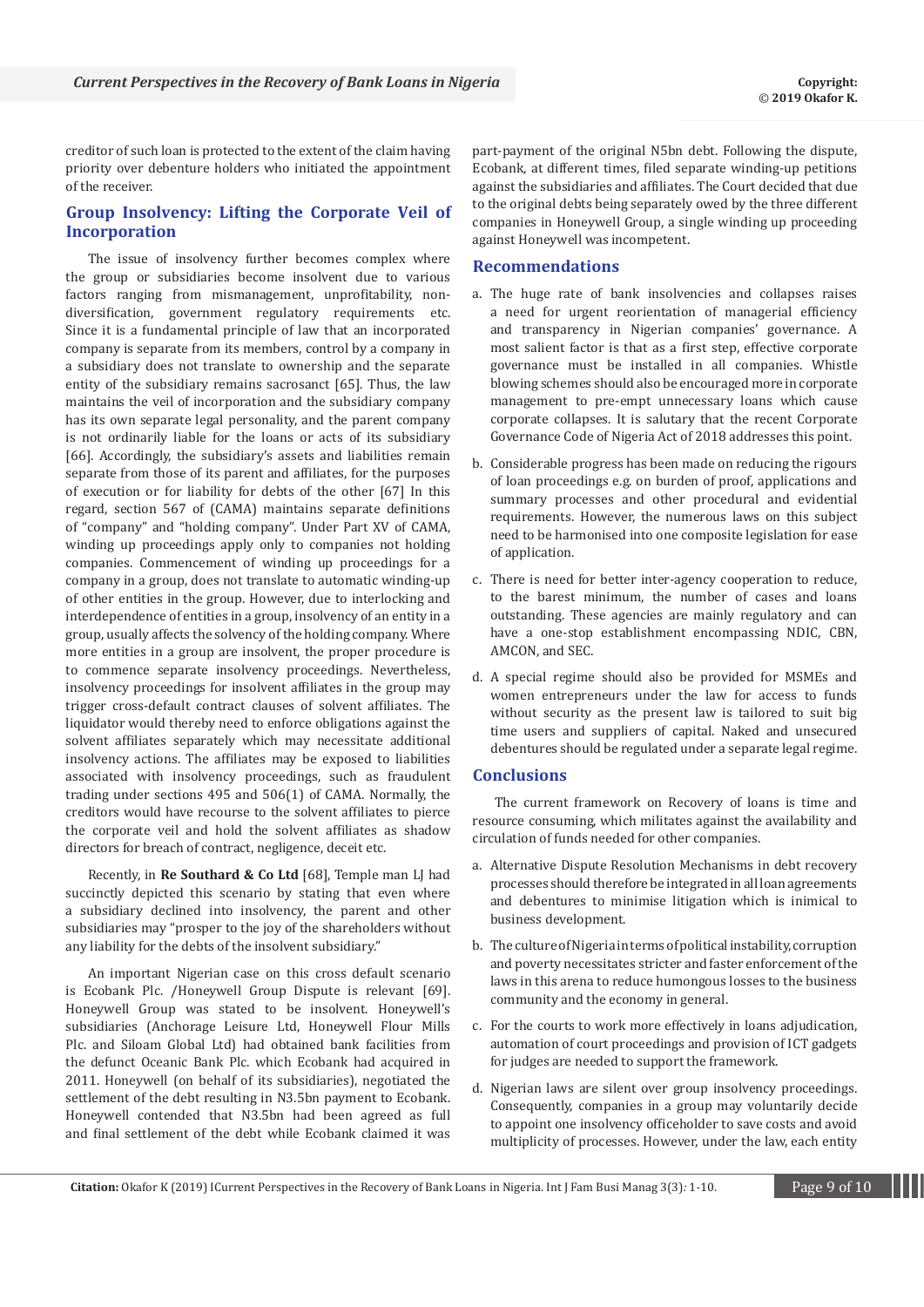creditor of such loan is protected to the extent of the claim having priority over debenture holders who initiated the appointment of the receiver.

## Group Insolvency: Lifting the Corporate Veil of Incorporation

The issue of insolvency further becomes complex where the group or subsidiaries become insolvent due to various factors ranging from mismanagement, unprofitability, non-diversification, government regulatory requirements etc. Since it is a fundamental principle of law that an incorporated company is separate from its members, control by a company in a subsidiary does not translate to ownership and the separate entity of the subsidiary remains sacrosanct [65]. Thus, the law maintains the veil of incorporation and the subsidiary company has its own separate legal personality, and the parent company is not ordinarily liable for the loans or acts of its subsidiary [66]. Accordingly, the subsidiary's assets and liabilities remain separate from those of its parent and affiliates, for the purposes of execution or for liability for debts of the other [67] In this regard, section 567 of (CAMA) maintains separate definitions of "company" and "holding company". Under Part XV of CAMA, winding up proceedings apply only to companies not holding companies. Commencement of winding up proceedings for a company in a group, does not translate to automatic winding-up of other entities in the group. However, due to interlocking and interdependence of entities in a group, insolvency of an entity in a group, usually affects the solvency of the holding company. Where more entities in a group are insolvent, the proper procedure is to commence separate insolvency proceedings. Nevertheless, insolvency proceedings for insolvent affiliates in the group may trigger cross-default contract clauses of solvent affiliates. The liquidator would thereby need to enforce obligations against the solvent affiliates separately which may necessitate additional insolvency actions. The affiliates may be exposed to liabilities associated with insolvency proceedings, such as fraudulent trading under sections 495 and 506(1) of CAMA. Normally, the creditors would have recourse to the solvent affiliates to pierce the corporate veil and hold the solvent affiliates as shadow directors for breach of contract, negligence, deceit etc.

Recently, in **Re Southard & Co Ltd** [68], Temple man LJ had succinctly depicted this scenario by stating that even where a subsidiary declined into insolvency, the parent and other subsidiaries may "prosper to the joy of the shareholders without any liability for the debts of the insolvent subsidiary."

An important Nigerian case on this cross default scenario is Ecobank Plc. /Honeywell Group Dispute is relevant [69]. Honeywell Group was stated to be insolvent. Honeywell's subsidiaries (Anchorage Leisure Ltd, Honeywell Flour Mills Plc. and Siloam Global Ltd) had obtained bank facilities from the defunct Oceanic Bank Plc. which Ecobank had acquired in 2011. Honeywell (on behalf of its subsidiaries), negotiated the settlement of the debt resulting in N3.5bn payment to Ecobank. Honeywell contended that N3.5bn had been agreed as full and final settlement of the debt while Ecobank claimed it was part-payment of the original N5bn debt. Following the dispute, Ecobank, at different times, filed separate winding-up petitions against the subsidiaries and affiliates. The Court decided that due to the original debts being separately owed by the three different companies in Honeywell Group, a single winding up proceeding against Honeywell was incompetent.

## Recommendations

a. The huge rate of bank insolvencies and collapses raises a need for urgent reorientation of managerial efficiency and transparency in Nigerian companies' governance. A most salient factor is that as a first step, effective corporate governance must be installed in all companies. Whistle blowing schemes should also be encouraged more in corporate management to pre-empt unnecessary loans which cause corporate collapses. It is salutary that the recent Corporate Governance Code of Nigeria Act of 2018 addresses this point.

b. Considerable progress has been made on reducing the rigours of loan proceedings e.g. on burden of proof, applications and summary processes and other procedural and evidential requirements. However, the numerous laws on this subject need to be harmonised into one composite legislation for ease of application.

c. There is need for better inter-agency cooperation to reduce, to the barest minimum, the number of cases and loans outstanding. These agencies are mainly regulatory and can have a one-stop establishment encompassing NDIC, CBN, AMCON, and SEC.

d. A special regime should also be provided for MSMEs and women entrepreneurs under the law for access to funds without security as the present law is tailored to suit big time users and suppliers of capital. Naked and unsecured debentures should be regulated under a separate legal regime.

## Conclusions

The current framework on Recovery of loans is time and resource consuming, which militates against the availability and circulation of funds needed for other companies.

a. Alternative Dispute Resolution Mechanisms in debt recovery processes should therefore be integrated in all loan agreements and debentures to minimise litigation which is inimical to business development.

b. The culture of Nigeria in terms of political instability, corruption and poverty necessitates stricter and faster enforcement of the laws in this arena to reduce humongous losses to the business community and the economy in general.

c. For the courts to work more effectively in loans adjudication, automation of court proceedings and provision of ICT gadgets for judges are needed to support the framework.

d. Nigerian laws are silent over group insolvency proceedings. Consequently, companies in a group may voluntarily decide to appoint one insolvency officeholder to save costs and avoid multiplicity of processes. However, under the law, each entity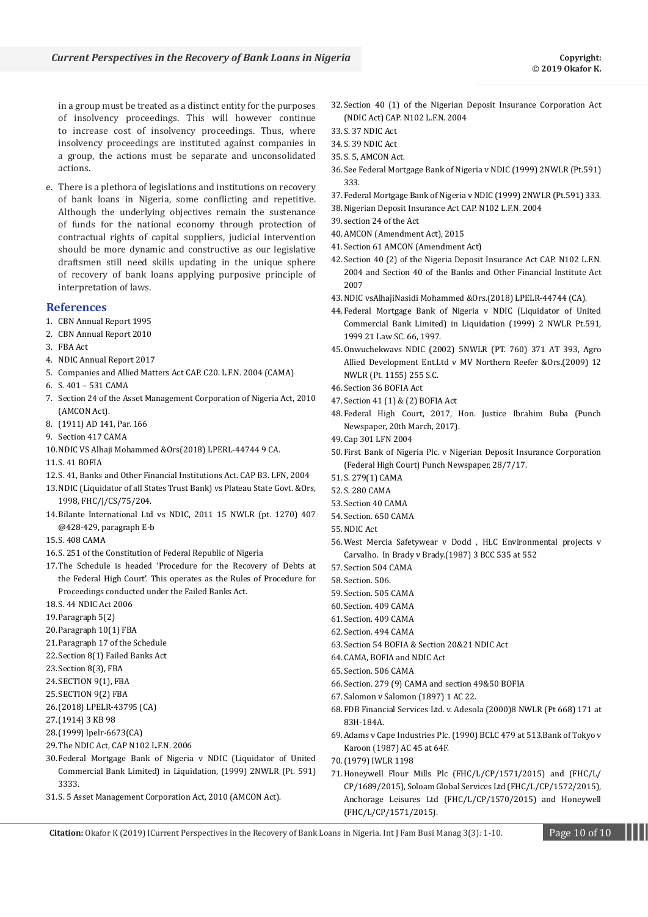in a group must be treated as a distinct entity for the purposes of insolvency proceedings. This will however continue to increase cost of insolvency proceedings. Thus, where insolvency proceedings are instituted against companies in a group, the actions must be separate and unconsolidated actions.

e. There is a plethora of legislations and institutions on recovery of bank loans in Nigeria, some conflicting and repetitive. Although the underlying objectives remain the sustenance of funds for the national economy through protection of contractual rights of capital suppliers, judicial intervention should be more dynamic and constructive as our legislative draftsmen still need skills updating in the unique sphere of recovery of bank loans applying purposive principle of interpretation of laws.

## References

1. CBN Annual Report 1995
2. CBN Annual Report 2010
3. FBA Act
4. NDIC Annual Report 2017
5. Companies and Allied Matters Act CAP. C20. L.F.N. 2004 (CAMA)
6. S. 401 – 531 CAMA
7. Section 24 of the Asset Management Corporation of Nigeria Act, 2010 (AMCON Act).
8. (1911) AD 141, Par. 166
9. Section 417 CAMA
10. NDIC VS Alhaji Mohammed &Ors(2018) LPERL-44744 9 CA.
11. S. 41 BOFIA
12. S. 41, Banks and Other Financial Institutions Act. CAP B3. LFN, 2004
13. NDIC (Liquidator of all States Trust Bank) vs Plateau State Govt. &Ors, 1998, FHC/J/CS/75/204.
14. Bilante International Ltd vs NDIC, 2011 15 NWLR (pt. 1270) 407 @428-429, paragraph E-b
15. S. 408 CAMA
16. S. 251 of the Constitution of Federal Republic of Nigeria
17. The Schedule is headed 'Procedure for the Recovery of Debts at the Federal High Court'. This operates as the Rules of Procedure for Proceedings conducted under the Failed Banks Act.
18. S. 44 NDIC Act 2006
19. Paragraph 5(2)
20. Paragraph 10(1) FBA
21. Paragraph 17 of the Schedule
22. Section 8(1) Failed Banks Act
23. Section 8(3), FBA
24. SECTION 9(1), FBA
25. SECTION 9(2) FBA
26. (2018) LPELR-43795 (CA)
27. (1914) 3 KB 98
28. (1999) lpelr-6673(CA)
29. The NDIC Act, CAP N102 L.F.N. 2006
30. Federal Mortgage Bank of Nigeria v NDIC (Liquidator of United Commercial Bank Limited) in Liquidation, (1999) 2NWLR (Pt. 591) 3333.
31. S. 5 Asset Management Corporation Act, 2010 (AMCON Act).
32. Section 40 (1) of the Nigerian Deposit Insurance Corporation Act (NDIC Act) CAP. N102 L.F.N. 2004
33. S. 37 NDIC Act
34. S. 39 NDIC Act
35. S. 5, AMCON Act.
36. See Federal Mortgage Bank of Nigeria v NDIC (1999) 2NWLR (Pt.591) 333.
37. Federal Mortgage Bank of Nigeria v NDIC (1999) 2NWLR (Pt.591) 333.
38. Nigerian Deposit Insurance Act CAP. N102 L.F.N. 2004
39. section 24 of the Act
40. AMCON (Amendment Act), 2015
41. Section 61 AMCON (Amendment Act)
42. Section 40 (2) of the Nigeria Deposit Insurance Act CAP. N102 L.F.N. 2004 and Section 40 of the Banks and Other Financial Institute Act 2007
43. NDIC vsAlhajiNasidi Mohammed &Ors.(2018) LPELR-44744 (CA).
44. Federal Mortgage Bank of Nigeria v NDIC (Liquidator of United Commercial Bank Limited) in Liquidation (1999) 2 NWLR Pt.591, 1999 21 Law SC. 66, 1997.
45. Onwuchekwavs NDIC (2002) 5NWLR (PT. 760) 371 AT 393, Agro Allied Development Ent.Ltd v MV Northern Reefer &Ors.(2009) 12 NWLR (Pt. 1155) 255 S.C.
46. Section 36 BOFIA Act
47. Section 41 (1) & (2) BOFIA Act
48. Federal High Court, 2017, Hon. Justice Ibrahim Buba (Punch Newspaper, 20th March, 2017).
49. Cap 301 LFN 2004
50. First Bank of Nigeria Plc. v Nigerian Deposit Insurance Corporation (Federal High Court) Punch Newspaper, 28/7/17.
51. S. 279(1) CAMA
52. S. 280 CAMA
53. Section 40 CAMA
54. Section. 650 CAMA
55. NDIC Act
56. West Mercia Safetywear v Dodd , HLC Environmental projects v Carvalho. In Brady v Brady.(1987) 3 BCC 535 at 552
57. Section 504 CAMA
58. Section. 506.
59. Section. 505 CAMA
60. Section. 409 CAMA
61. Section. 409 CAMA
62. Section. 494 CAMA
63. Section 54 BOFIA & Section 20&21 NDIC Act
64. CAMA, BOFIA and NDIC Act
65. Section. 506 CAMA
66. Section. 279 (9) CAMA and section 49&50 BOFIA
67. Salomon v Salomon (1897) 1 AC 22.
68. FDB Financial Services Ltd. v. Adesola (2000)8 NWLR (Pt 668) 171 at 83H-184A.
69. Adams v Cape Industries Plc. (1990) BCLC 479 at 513.Bank of Tokyo v Karoon (1987) AC 45 at 64F.
70. (1979) IWLR 1198
71. Honeywell Flour Mills Plc (FHC/L/CP/1571/2015) and (FHC/L/CP/1689/2015), Soloam Global Services Ltd (FHC/L/CP/1572/2015), Anchorage Leisures Ltd (FHC/L/CP/1570/2015) and Honeywell (FHC/L/CP/1571/2015).